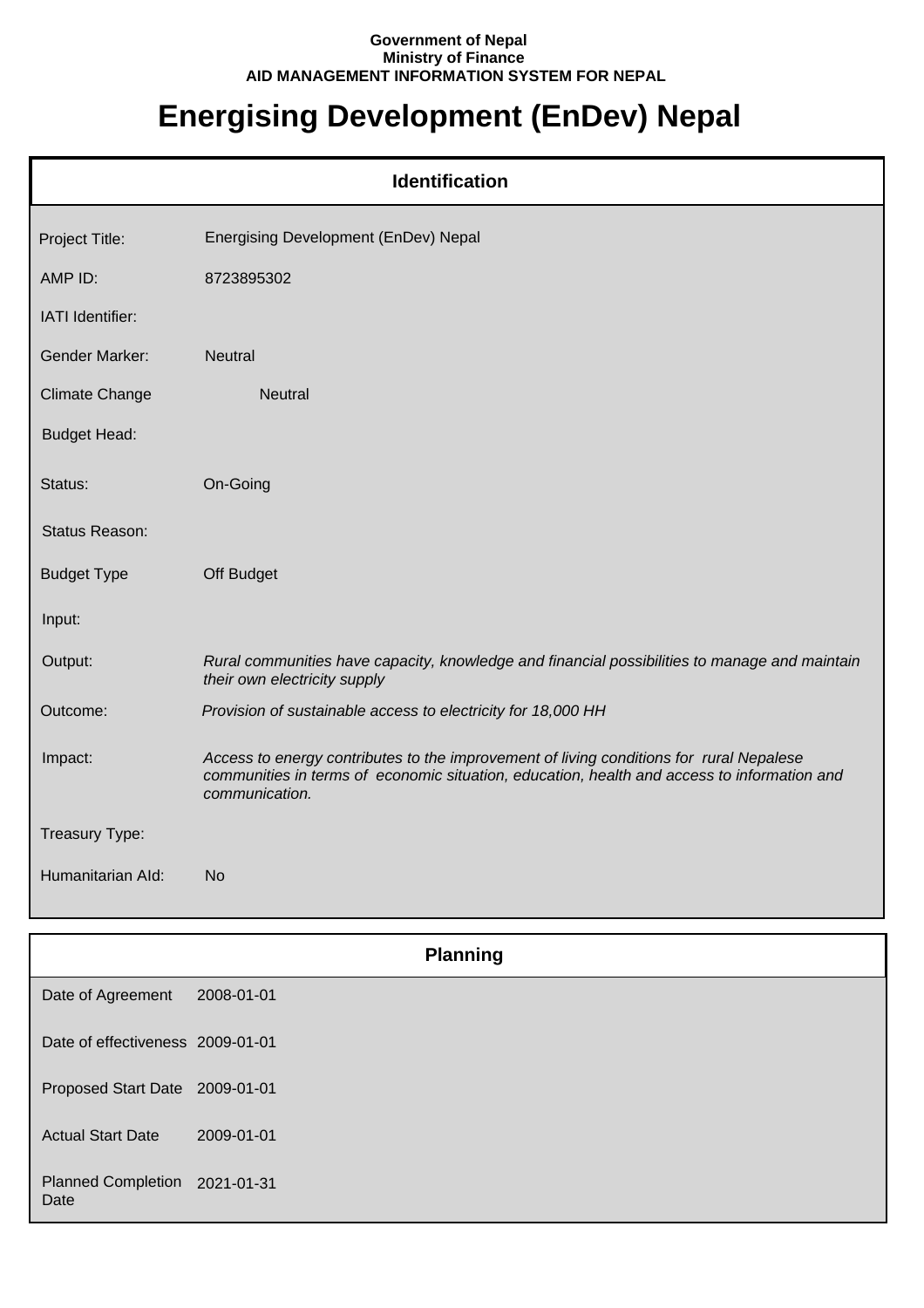Government of Nepal
Ministry of Finance
AID MANAGEMENT INFORMATION SYSTEM FOR NEPAL

# Energising Development (EnDev) Nepal

## Identification

| | |
|---|---|
| Project Title: | Energising Development (EnDev) Nepal |
| AMP ID: | 8723895302 |
| IATI Identifier: | |
| Gender Marker: | Neutral |
| Climate Change | Neutral |
| Budget Head: | |
| Status: | On-Going |
| Status Reason: | |
| Budget Type | Off Budget |
| Input: | |
| Output: | *Rural communities have capacity, knowledge and financial possibilities to manage and maintain their own electricity supply* |
| Outcome: | *Provision of sustainable access to electricity for 18,000 HH* |
| Impact: | *Access to energy contributes to the improvement of living conditions for rural Nepalese communities in terms of economic situation, education, health and access to information and communication.* |
| Treasury Type: | |
| Humanitarian AId: | No |

## Planning

| | |
|---|---|
| Date of Agreement | 2008-01-01 |
| Date of effectiveness | 2009-01-01 |
| Proposed Start Date | 2009-01-01 |
| Actual Start Date | 2009-01-01 |
| Planned Completion Date | 2021-01-31 |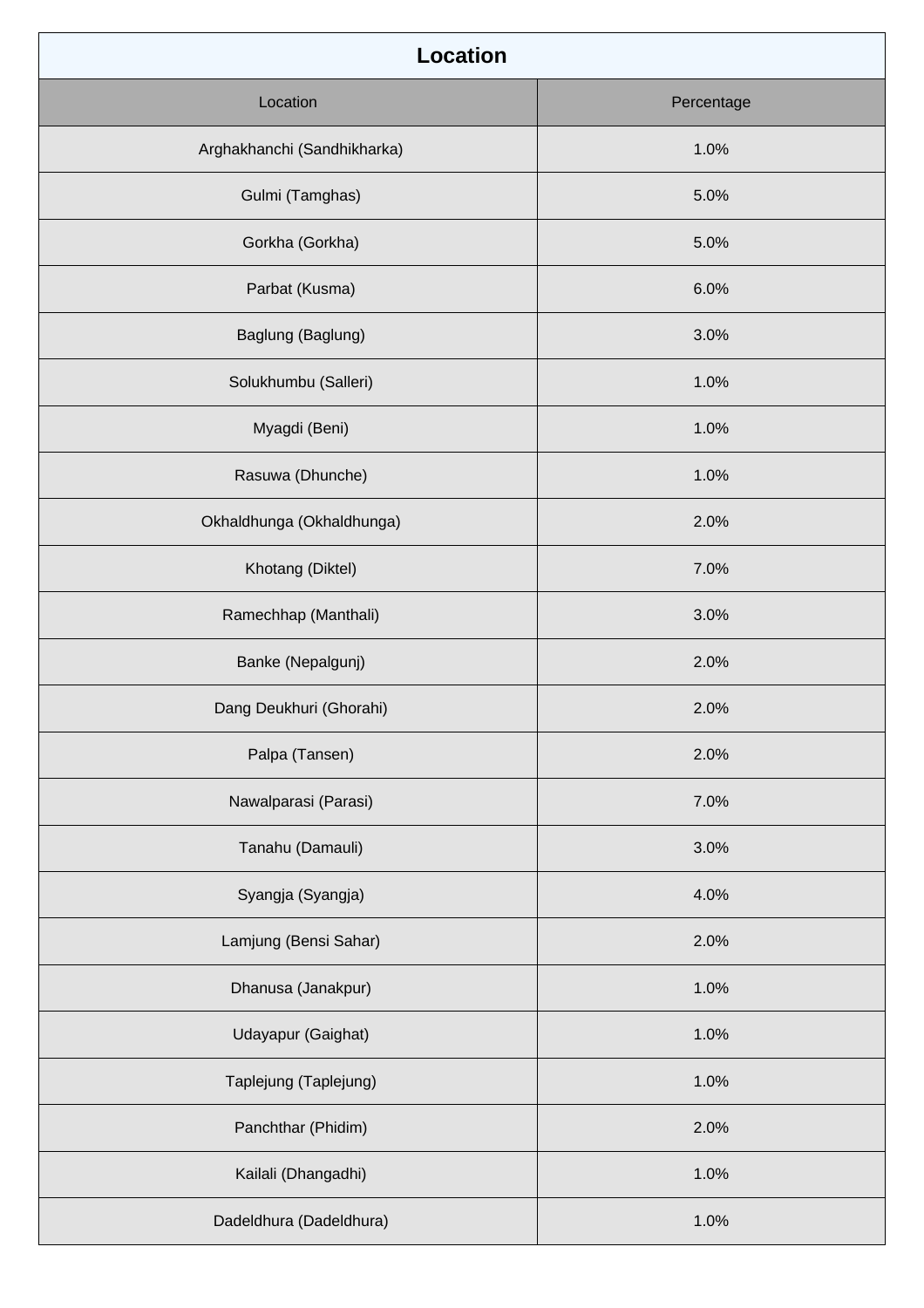## Location

| Location | Percentage |
|---|---|
| Arghakhanchi (Sandhikharka) | 1.0% |
| Gulmi (Tamghas) | 5.0% |
| Gorkha (Gorkha) | 5.0% |
| Parbat (Kusma) | 6.0% |
| Baglung (Baglung) | 3.0% |
| Solukhumbu (Salleri) | 1.0% |
| Myagdi (Beni) | 1.0% |
| Rasuwa (Dhunche) | 1.0% |
| Okhaldhunga (Okhaldhunga) | 2.0% |
| Khotang (Diktel) | 7.0% |
| Ramechhap (Manthali) | 3.0% |
| Banke (Nepalgunj) | 2.0% |
| Dang Deukhuri (Ghorahi) | 2.0% |
| Palpa (Tansen) | 2.0% |
| Nawalparasi (Parasi) | 7.0% |
| Tanahu (Damauli) | 3.0% |
| Syangja (Syangja) | 4.0% |
| Lamjung (Bensi Sahar) | 2.0% |
| Dhanusa (Janakpur) | 1.0% |
| Udayapur (Gaighat) | 1.0% |
| Taplejung (Taplejung) | 1.0% |
| Panchthar (Phidim) | 2.0% |
| Kailali (Dhangadhi) | 1.0% |
| Dadeldhura (Dadeldhura) | 1.0% |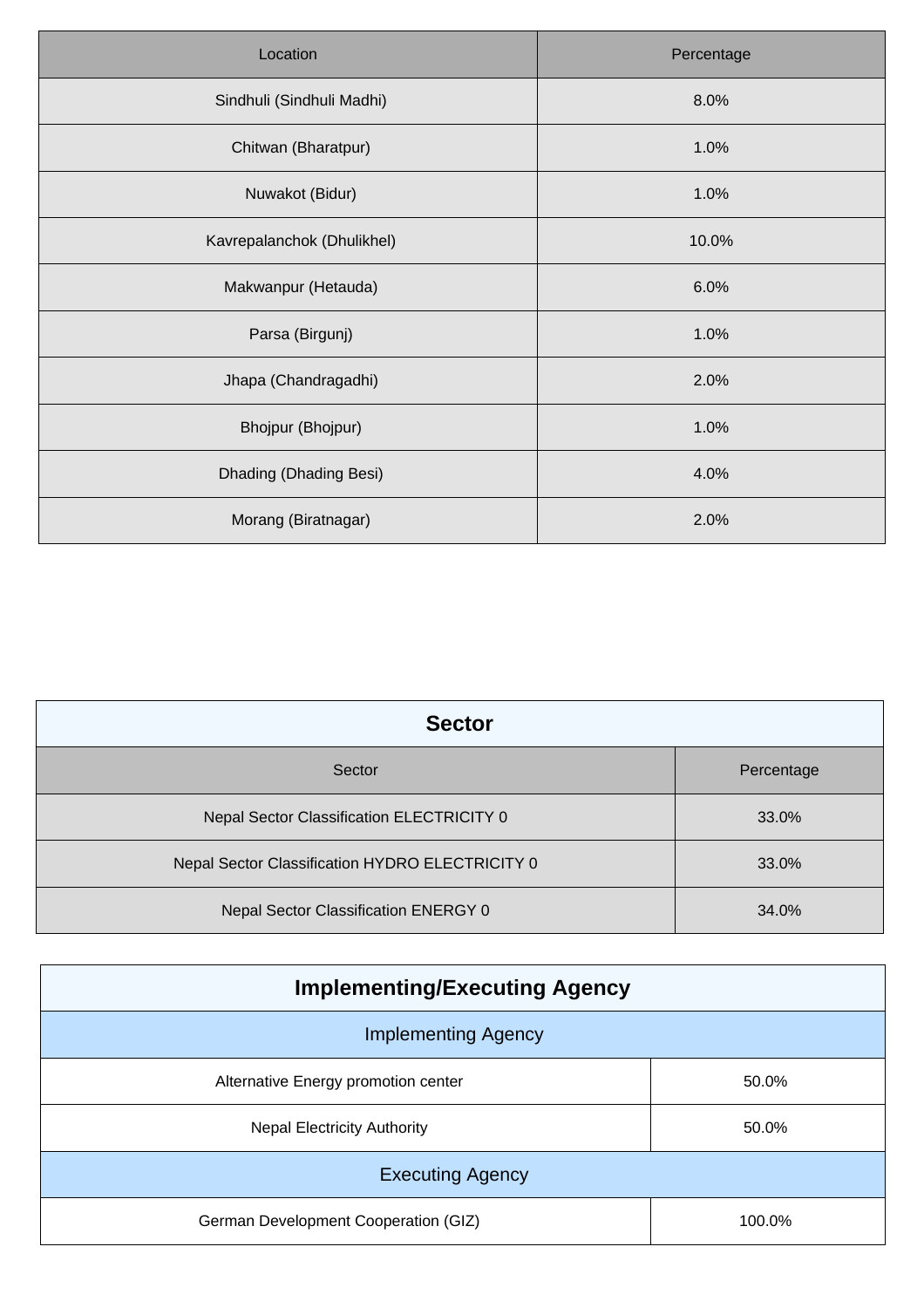| Location | Percentage |
|---|---|
| Sindhuli (Sindhuli Madhi) | 8.0% |
| Chitwan (Bharatpur) | 1.0% |
| Nuwakot (Bidur) | 1.0% |
| Kavrepalanchok (Dhulikhel) | 10.0% |
| Makwanpur (Hetauda) | 6.0% |
| Parsa (Birgunj) | 1.0% |
| Jhapa (Chandragadhi) | 2.0% |
| Bhojpur (Bhojpur) | 1.0% |
| Dhading (Dhading Besi) | 4.0% |
| Morang (Biratnagar) | 2.0% |

## Sector

| Sector | Percentage |
|---|---|
| Nepal Sector Classification ELECTRICITY 0 | 33.0% |
| Nepal Sector Classification HYDRO ELECTRICITY 0 | 33.0% |
| Nepal Sector Classification ENERGY 0 | 34.0% |

## Implementing/Executing Agency

| Implementing Agency | |
|---|---|
| Alternative Energy promotion center | 50.0% |
| Nepal Electricity Authority | 50.0% |
| **Executing Agency** | |
| German Development Cooperation (GIZ) | 100.0% |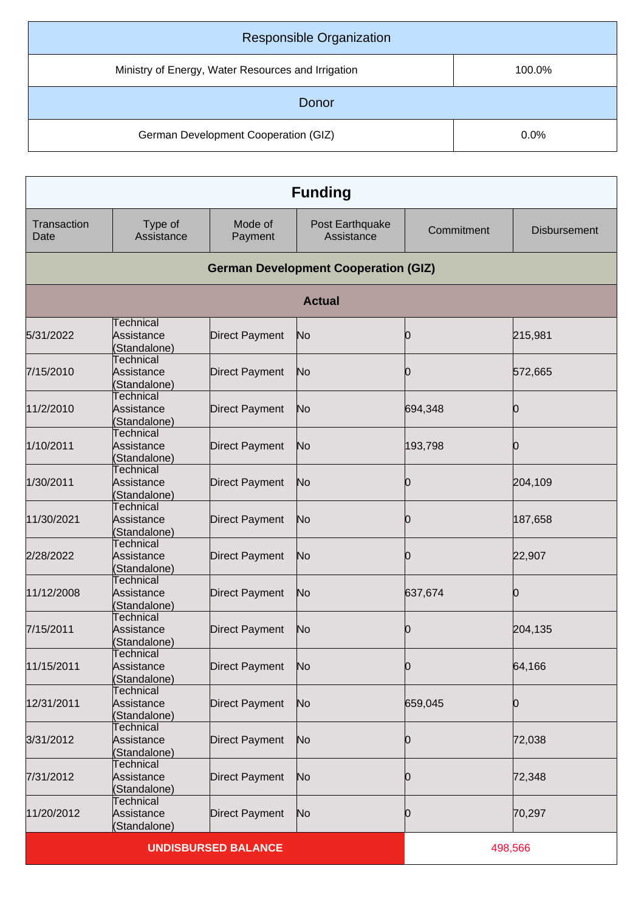| Responsible Organization | |
|---|---|
| Ministry of Energy, Water Resources and Irrigation | 100.0% |

| Donor | |
|---|---|
| German Development Cooperation (GIZ) | 0.0% |

## Funding

| Transaction Date | Type of Assistance | Mode of Payment | Post Earthquake Assistance | Commitment | Disbursement |
|---|---|---|---|---|---|
| **German Development Cooperation (GIZ)** | | | | | |
| **Actual** | | | | | |
| 5/31/2022 | Technical Assistance (Standalone) | Direct Payment | No | 0 | 215,981 |
| 7/15/2010 | Technical Assistance (Standalone) | Direct Payment | No | 0 | 572,665 |
| 11/2/2010 | Technical Assistance (Standalone) | Direct Payment | No | 694,348 | 0 |
| 1/10/2011 | Technical Assistance (Standalone) | Direct Payment | No | 193,798 | 0 |
| 1/30/2011 | Technical Assistance (Standalone) | Direct Payment | No | 0 | 204,109 |
| 11/30/2021 | Technical Assistance (Standalone) | Direct Payment | No | 0 | 187,658 |
| 2/28/2022 | Technical Assistance (Standalone) | Direct Payment | No | 0 | 22,907 |
| 11/12/2008 | Technical Assistance (Standalone) | Direct Payment | No | 637,674 | 0 |
| 7/15/2011 | Technical Assistance (Standalone) | Direct Payment | No | 0 | 204,135 |
| 11/15/2011 | Technical Assistance (Standalone) | Direct Payment | No | 0 | 64,166 |
| 12/31/2011 | Technical Assistance (Standalone) | Direct Payment | No | 659,045 | 0 |
| 3/31/2012 | Technical Assistance (Standalone) | Direct Payment | No | 0 | 72,038 |
| 7/31/2012 | Technical Assistance (Standalone) | Direct Payment | No | 0 | 72,348 |
| 11/20/2012 | Technical Assistance (Standalone) | Direct Payment | No | 0 | 70,297 |
| **UNDISBURSED BALANCE** | | | | 498,566 | |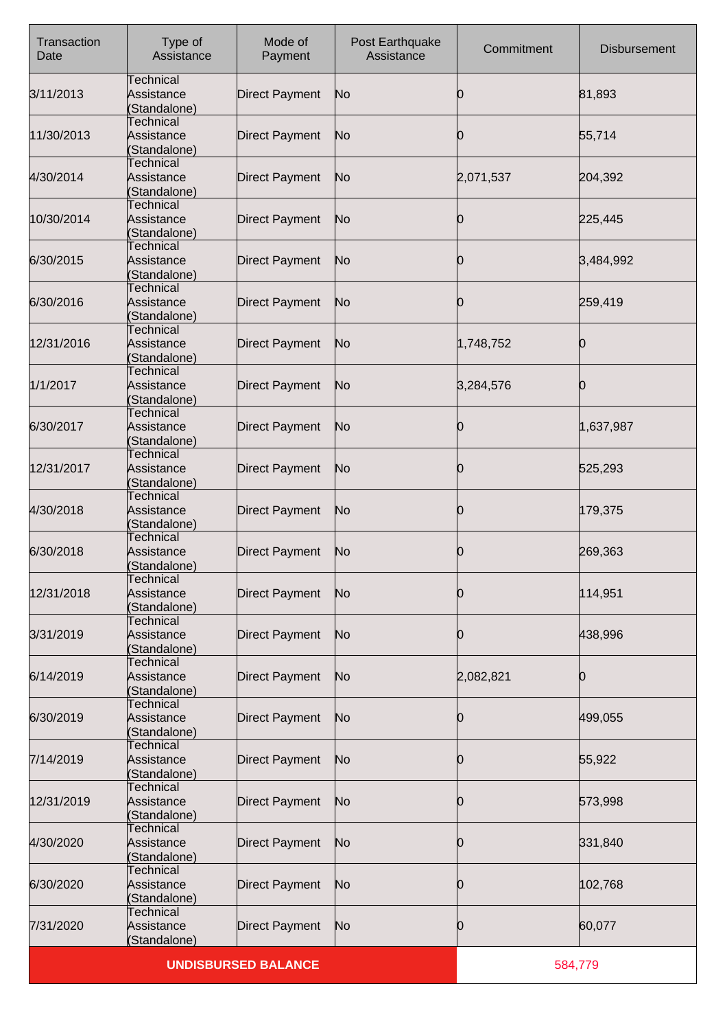| Transaction Date | Type of Assistance | Mode of Payment | Post Earthquake Assistance | Commitment | Disbursement |
| --- | --- | --- | --- | --- | --- |
| 3/11/2013 | Technical Assistance (Standalone) | Direct Payment | No | 0 | 81,893 |
| 11/30/2013 | Technical Assistance (Standalone) | Direct Payment | No | 0 | 55,714 |
| 4/30/2014 | Technical Assistance (Standalone) | Direct Payment | No | 2,071,537 | 204,392 |
| 10/30/2014 | Technical Assistance (Standalone) | Direct Payment | No | 0 | 225,445 |
| 6/30/2015 | Technical Assistance (Standalone) | Direct Payment | No | 0 | 3,484,992 |
| 6/30/2016 | Technical Assistance (Standalone) | Direct Payment | No | 0 | 259,419 |
| 12/31/2016 | Technical Assistance (Standalone) | Direct Payment | No | 1,748,752 | 0 |
| 1/1/2017 | Technical Assistance (Standalone) | Direct Payment | No | 3,284,576 | 0 |
| 6/30/2017 | Technical Assistance (Standalone) | Direct Payment | No | 0 | 1,637,987 |
| 12/31/2017 | Technical Assistance (Standalone) | Direct Payment | No | 0 | 525,293 |
| 4/30/2018 | Technical Assistance (Standalone) | Direct Payment | No | 0 | 179,375 |
| 6/30/2018 | Technical Assistance (Standalone) | Direct Payment | No | 0 | 269,363 |
| 12/31/2018 | Technical Assistance (Standalone) | Direct Payment | No | 0 | 114,951 |
| 3/31/2019 | Technical Assistance (Standalone) | Direct Payment | No | 0 | 438,996 |
| 6/14/2019 | Technical Assistance (Standalone) | Direct Payment | No | 2,082,821 | 0 |
| 6/30/2019 | Technical Assistance (Standalone) | Direct Payment | No | 0 | 499,055 |
| 7/14/2019 | Technical Assistance (Standalone) | Direct Payment | No | 0 | 55,922 |
| 12/31/2019 | Technical Assistance (Standalone) | Direct Payment | No | 0 | 573,998 |
| 4/30/2020 | Technical Assistance (Standalone) | Direct Payment | No | 0 | 331,840 |
| 6/30/2020 | Technical Assistance (Standalone) | Direct Payment | No | 0 | 102,768 |
| 7/31/2020 | Technical Assistance (Standalone) | Direct Payment | No | 0 | 60,077 |
| **UNDISBURSED BALANCE** | | | | 584,779 | |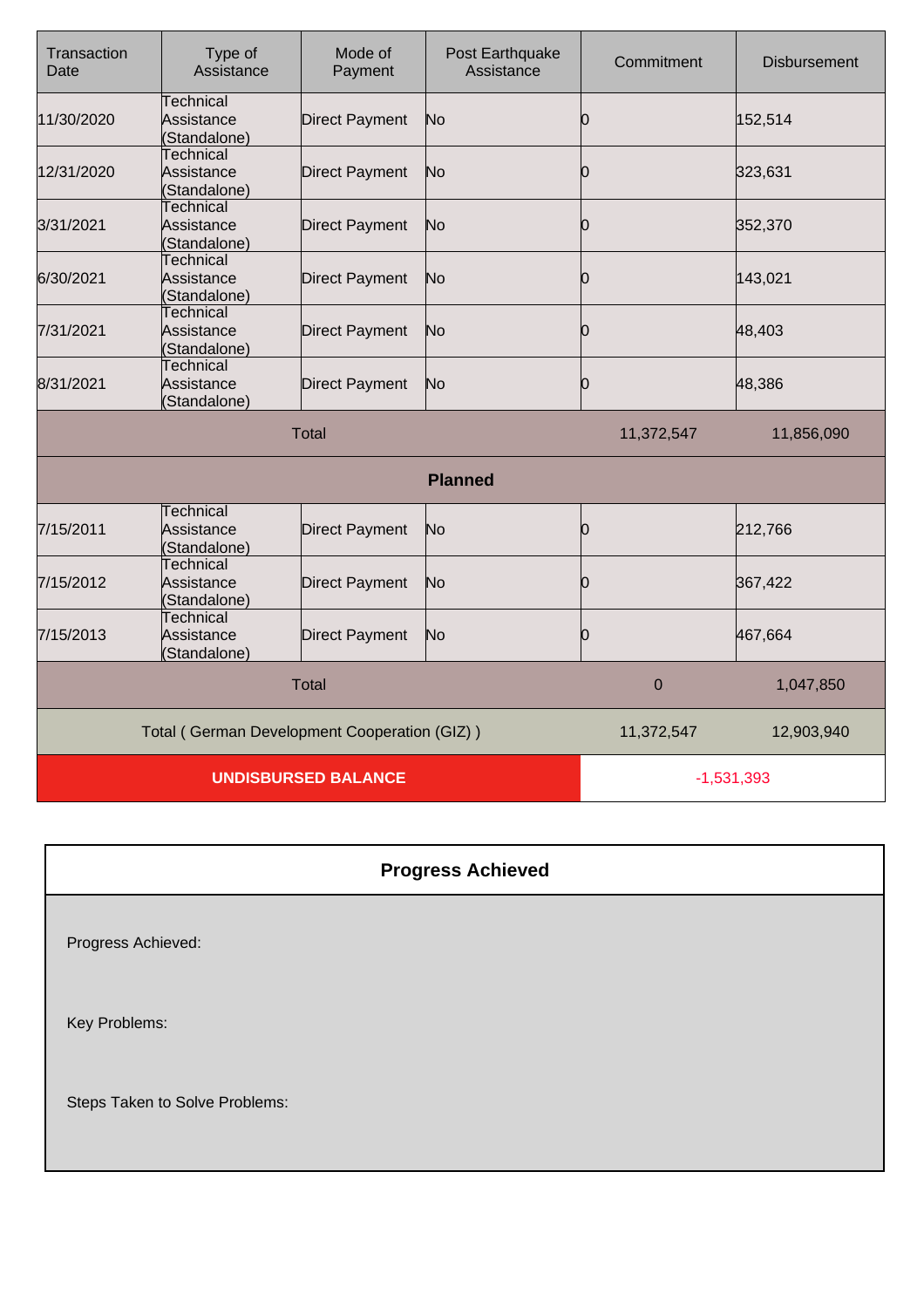| Transaction Date | Type of Assistance | Mode of Payment | Post Earthquake Assistance | Commitment | Disbursement |
|---|---|---|---|---|---|
| 11/30/2020 | Technical Assistance (Standalone) | Direct Payment | No | 0 | 152,514 |
| 12/31/2020 | Technical Assistance (Standalone) | Direct Payment | No | 0 | 323,631 |
| 3/31/2021 | Technical Assistance (Standalone) | Direct Payment | No | 0 | 352,370 |
| 6/30/2021 | Technical Assistance (Standalone) | Direct Payment | No | 0 | 143,021 |
| 7/31/2021 | Technical Assistance (Standalone) | Direct Payment | No | 0 | 48,403 |
| 8/31/2021 | Technical Assistance (Standalone) | Direct Payment | No | 0 | 48,386 |
| Total | | | | 11,372,547 | 11,856,090 |
| **Planned** | | | | | |
| 7/15/2011 | Technical Assistance (Standalone) | Direct Payment | No | 0 | 212,766 |
| 7/15/2012 | Technical Assistance (Standalone) | Direct Payment | No | 0 | 367,422 |
| 7/15/2013 | Technical Assistance (Standalone) | Direct Payment | No | 0 | 467,664 |
| Total | | | | 0 | 1,047,850 |
| Total ( German Development Cooperation (GIZ) ) | | | | 11,372,547 | 12,903,940 |
| **UNDISBURSED BALANCE** | | | | -1,531,393 | |

## Progress Achieved

Progress Achieved:

Key Problems:

Steps Taken to Solve Problems: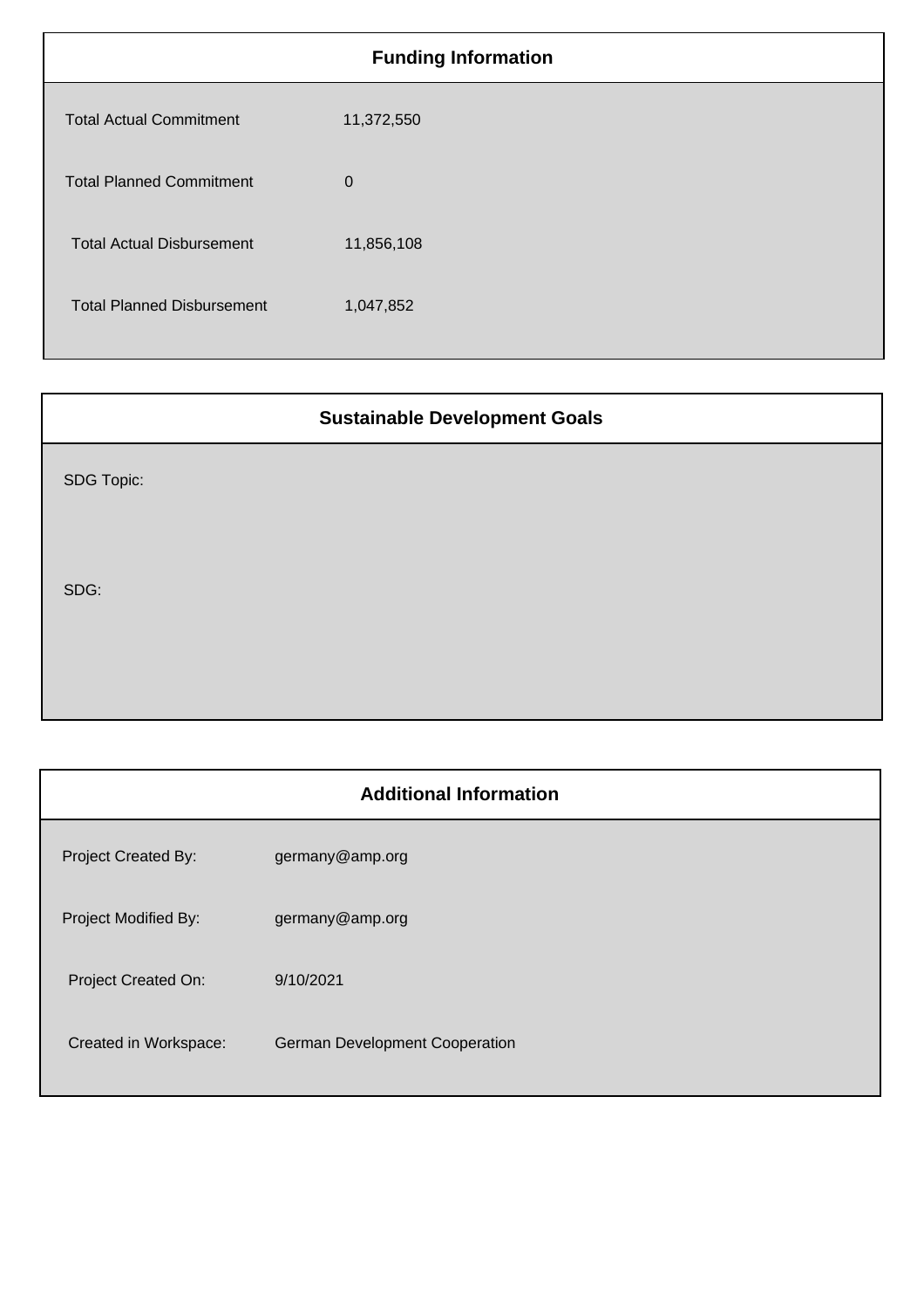## Funding Information

| | |
|---|---|
| Total Actual Commitment | 11,372,550 |
| Total Planned Commitment | 0 |
| Total Actual Disbursement | 11,856,108 |
| Total Planned Disbursement | 1,047,852 |

## Sustainable Development Goals

SDG Topic:

SDG:

## Additional Information

| | |
|---|---|
| Project Created By: | germany@amp.org |
| Project Modified By: | germany@amp.org |
| Project Created On: | 9/10/2021 |
| Created in Workspace: | German Development Cooperation |